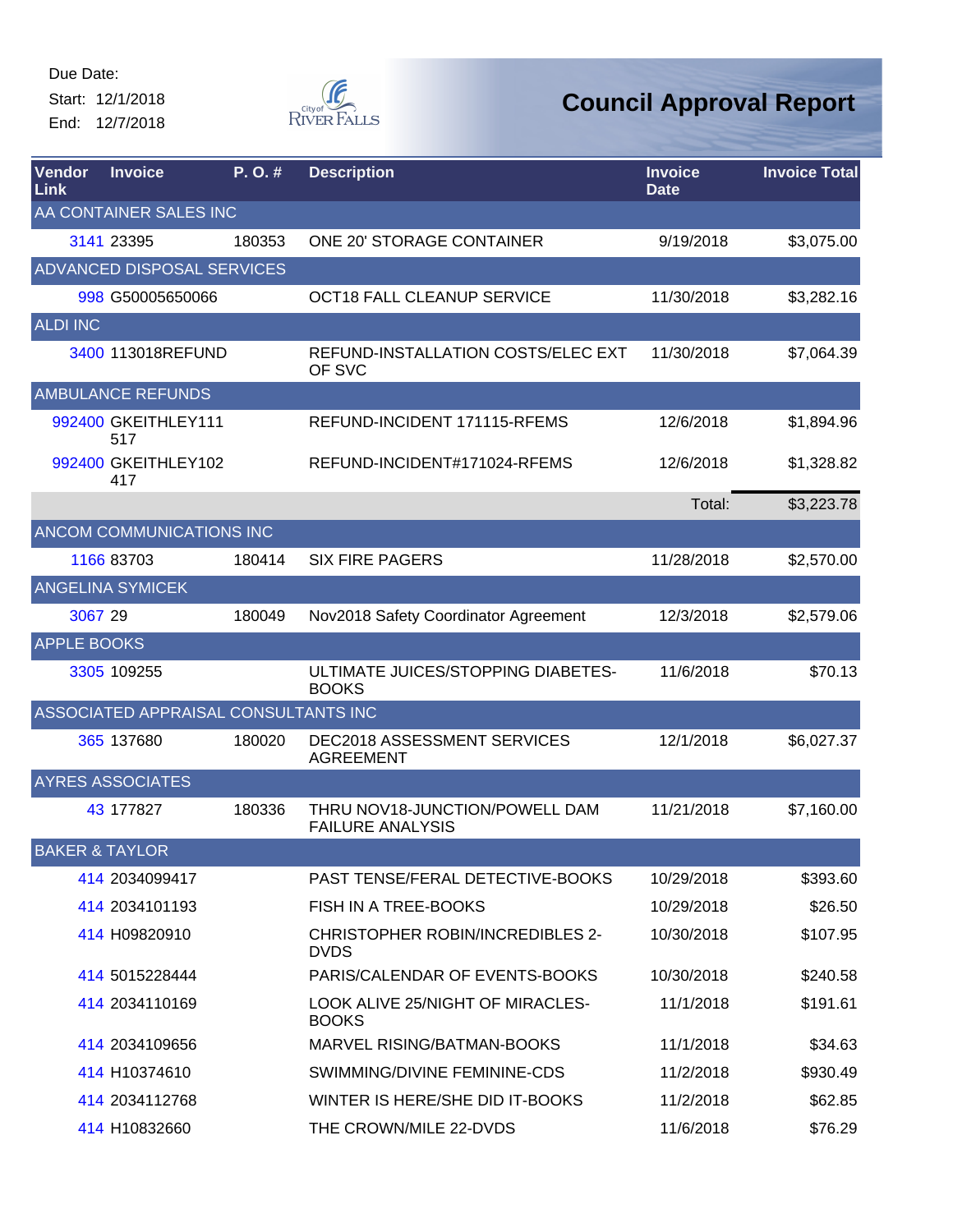Due Date:
Start: 12/1/2018
End: 12/7/2018

City of River Falls

# Council Approval Report

| Vendor Link | Invoice | P. O. # | Description | Invoice Date | Invoice Total |
|---|---|---|---|---|---|
| AA CONTAINER SALES INC | | | | | |
| 3141 | 23395 | 180353 | ONE 20' STORAGE CONTAINER | 9/19/2018 | $3,075.00 |
| ADVANCED DISPOSAL SERVICES | | | | | |
| 998 | G50005650066 | | OCT18 FALL CLEANUP SERVICE | 11/30/2018 | $3,282.16 |
| ALDI INC | | | | | |
| 3400 | 113018REFUND | | REFUND-INSTALLATION COSTS/ELEC EXT OF SVC | 11/30/2018 | $7,064.39 |
| AMBULANCE REFUNDS | | | | | |
| 992400 | GKEITHLEY111517 | | REFUND-INCIDENT 171115-RFEMS | 12/6/2018 | $1,894.96 |
| 992400 | GKEITHLEY102417 | | REFUND-INCIDENT#171024-RFEMS | 12/6/2018 | $1,328.82 |
| | | | | Total: | $3,223.78 |
| ANCOM COMMUNICATIONS INC | | | | | |
| 1166 | 83703 | 180414 | SIX FIRE PAGERS | 11/28/2018 | $2,570.00 |
| ANGELINA SYMICEK | | | | | |
| 3067 | 29 | 180049 | Nov2018 Safety Coordinator Agreement | 12/3/2018 | $2,579.06 |
| APPLE BOOKS | | | | | |
| 3305 | 109255 | | ULTIMATE JUICES/STOPPING DIABETES-BOOKS | 11/6/2018 | $70.13 |
| ASSOCIATED APPRAISAL CONSULTANTS INC | | | | | |
| 365 | 137680 | 180020 | DEC2018 ASSESSMENT SERVICES AGREEMENT | 12/1/2018 | $6,027.37 |
| AYRES ASSOCIATES | | | | | |
| 43 | 177827 | 180336 | THRU NOV18-JUNCTION/POWELL DAM FAILURE ANALYSIS | 11/21/2018 | $7,160.00 |
| BAKER & TAYLOR | | | | | |
| 414 | 2034099417 | | PAST TENSE/FERAL DETECTIVE-BOOKS | 10/29/2018 | $393.60 |
| 414 | 2034101193 | | FISH IN A TREE-BOOKS | 10/29/2018 | $26.50 |
| 414 | H09820910 | | CHRISTOPHER ROBIN/INCREDIBLES 2-DVDS | 10/30/2018 | $107.95 |
| 414 | 5015228444 | | PARIS/CALENDAR OF EVENTS-BOOKS | 10/30/2018 | $240.58 |
| 414 | 2034110169 | | LOOK ALIVE 25/NIGHT OF MIRACLES-BOOKS | 11/1/2018 | $191.61 |
| 414 | 2034109656 | | MARVEL RISING/BATMAN-BOOKS | 11/1/2018 | $34.63 |
| 414 | H10374610 | | SWIMMING/DIVINE FEMININE-CDS | 11/2/2018 | $930.49 |
| 414 | 2034112768 | | WINTER IS HERE/SHE DID IT-BOOKS | 11/2/2018 | $62.85 |
| 414 | H10832660 | | THE CROWN/MILE 22-DVDS | 11/6/2018 | $76.29 |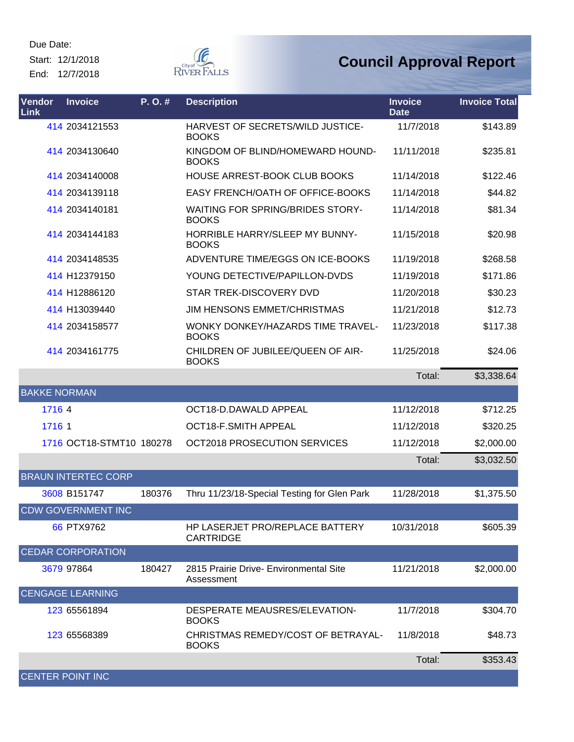Due Date:
Start: 12/1/2018
End: 12/7/2018

# Council Approval Report

| Vendor Link | Invoice | P. O. # | Description | Invoice Date | Invoice Total |
|---|---|---|---|---|---|
| 414 | 2034121553 | | HARVEST OF SECRETS/WILD JUSTICE-BOOKS | 11/7/2018 | $143.89 |
| 414 | 2034130640 | | KINGDOM OF BLIND/HOMEWARD HOUND-BOOKS | 11/11/2018 | $235.81 |
| 414 | 2034140008 | | HOUSE ARREST-BOOK CLUB BOOKS | 11/14/2018 | $122.46 |
| 414 | 2034139118 | | EASY FRENCH/OATH OF OFFICE-BOOKS | 11/14/2018 | $44.82 |
| 414 | 2034140181 | | WAITING FOR SPRING/BRIDES STORY-BOOKS | 11/14/2018 | $81.34 |
| 414 | 2034144183 | | HORRIBLE HARRY/SLEEP MY BUNNY-BOOKS | 11/15/2018 | $20.98 |
| 414 | 2034148535 | | ADVENTURE TIME/EGGS ON ICE-BOOKS | 11/19/2018 | $268.58 |
| 414 | H12379150 | | YOUNG DETECTIVE/PAPILLON-DVDS | 11/19/2018 | $171.86 |
| 414 | H12886120 | | STAR TREK-DISCOVERY DVD | 11/20/2018 | $30.23 |
| 414 | H13039440 | | JIM HENSONS EMMET/CHRISTMAS | 11/21/2018 | $12.73 |
| 414 | 2034158577 | | WONKY DONKEY/HAZARDS TIME TRAVEL-BOOKS | 11/23/2018 | $117.38 |
| 414 | 2034161775 | | CHILDREN OF JUBILEE/QUEEN OF AIR-BOOKS | 11/25/2018 | $24.06 |
| | | | | Total: | $3,338.64 |
| BAKKE NORMAN | | | | | |
| 1716 | 4 | | OCT18-D.DAWALD APPEAL | 11/12/2018 | $712.25 |
| 1716 | 1 | | OCT18-F.SMITH APPEAL | 11/12/2018 | $320.25 |
| 1716 | OCT18-STMT10 | 180278 | OCT2018 PROSECUTION SERVICES | 11/12/2018 | $2,000.00 |
| | | | | Total: | $3,032.50 |
| BRAUN INTERTEC CORP | | | | | |
| 3608 | B151747 | 180376 | Thru 11/23/18-Special Testing for Glen Park | 11/28/2018 | $1,375.50 |
| CDW GOVERNMENT INC | | | | | |
| 66 | PTX9762 | | HP LASERJET PRO/REPLACE BATTERY CARTRIDGE | 10/31/2018 | $605.39 |
| CEDAR CORPORATION | | | | | |
| 3679 | 97864 | 180427 | 2815 Prairie Drive- Environmental Site Assessment | 11/21/2018 | $2,000.00 |
| CENGAGE LEARNING | | | | | |
| 123 | 65561894 | | DESPERATE MEAUSRES/ELEVATION-BOOKS | 11/7/2018 | $304.70 |
| 123 | 65568389 | | CHRISTMAS REMEDY/COST OF BETRAYAL-BOOKS | 11/8/2018 | $48.73 |
| | | | | Total: | $353.43 |
| CENTER POINT INC | | | | | |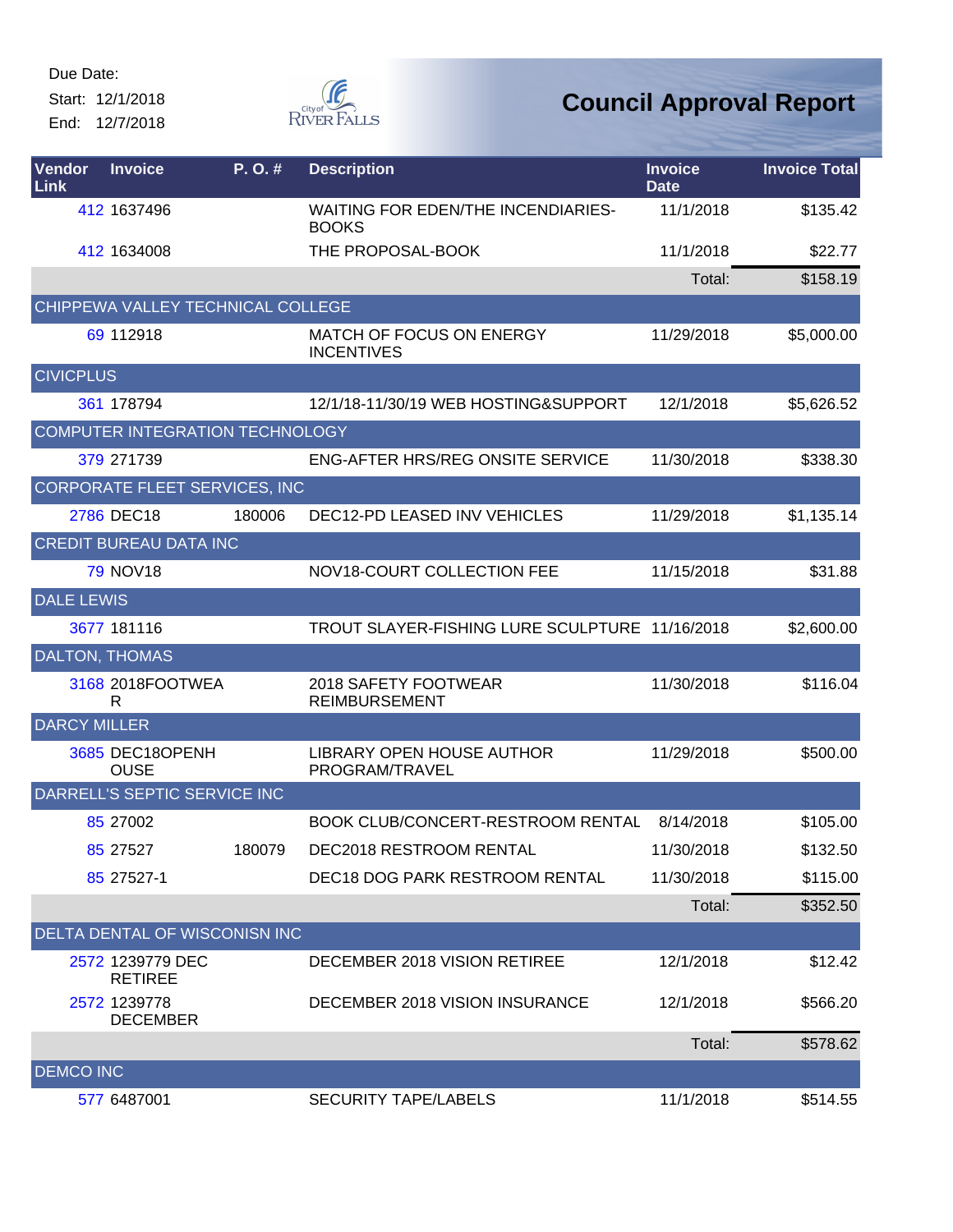Due Date:
Start: 12/1/2018
End: 12/7/2018

# Council Approval Report

| Vendor Link | Invoice | P. O. # | Description | Invoice Date | Invoice Total |
|---|---|---|---|---|---|
| 412 | 1637496 | | WAITING FOR EDEN/THE INCENDIARIES-BOOKS | 11/1/2018 | $135.42 |
| 412 | 1634008 | | THE PROPOSAL-BOOK | 11/1/2018 | $22.77 |
| | | | | Total: | $158.19 |
| CHIPPEWA VALLEY TECHNICAL COLLEGE | | | | | |
| 69 | 112918 | | MATCH OF FOCUS ON ENERGY INCENTIVES | 11/29/2018 | $5,000.00 |
| CIVICPLUS | | | | | |
| 361 | 178794 | | 12/1/18-11/30/19 WEB HOSTING&SUPPORT | 12/1/2018 | $5,626.52 |
| COMPUTER INTEGRATION TECHNOLOGY | | | | | |
| 379 | 271739 | | ENG-AFTER HRS/REG ONSITE SERVICE | 11/30/2018 | $338.30 |
| CORPORATE FLEET SERVICES, INC | | | | | |
| 2786 | DEC18 | 180006 | DEC12-PD LEASED INV VEHICLES | 11/29/2018 | $1,135.14 |
| CREDIT BUREAU DATA INC | | | | | |
| 79 | NOV18 | | NOV18-COURT COLLECTION FEE | 11/15/2018 | $31.88 |
| DALE LEWIS | | | | | |
| 3677 | 181116 | | TROUT SLAYER-FISHING LURE SCULPTURE | 11/16/2018 | $2,600.00 |
| DALTON, THOMAS | | | | | |
| 3168 | 2018FOOTWEAR | | 2018 SAFETY FOOTWEAR REIMBURSEMENT | 11/30/2018 | $116.04 |
| DARCY MILLER | | | | | |
| 3685 | DEC18OPENHOUSE | | LIBRARY OPEN HOUSE AUTHOR PROGRAM/TRAVEL | 11/29/2018 | $500.00 |
| DARRELL'S SEPTIC SERVICE INC | | | | | |
| 85 | 27002 | | BOOK CLUB/CONCERT-RESTROOM RENTAL | 8/14/2018 | $105.00 |
| 85 | 27527 | 180079 | DEC2018 RESTROOM RENTAL | 11/30/2018 | $132.50 |
| 85 | 27527-1 | | DEC18 DOG PARK RESTROOM RENTAL | 11/30/2018 | $115.00 |
| | | | | Total: | $352.50 |
| DELTA DENTAL OF WISCONISN INC | | | | | |
| 2572 | 1239779 DEC RETIREE | | DECEMBER 2018 VISION RETIREE | 12/1/2018 | $12.42 |
| 2572 | 1239778 DECEMBER | | DECEMBER 2018 VISION INSURANCE | 12/1/2018 | $566.20 |
| | | | | Total: | $578.62 |
| DEMCO INC | | | | | |
| 577 | 6487001 | | SECURITY TAPE/LABELS | 11/1/2018 | $514.55 |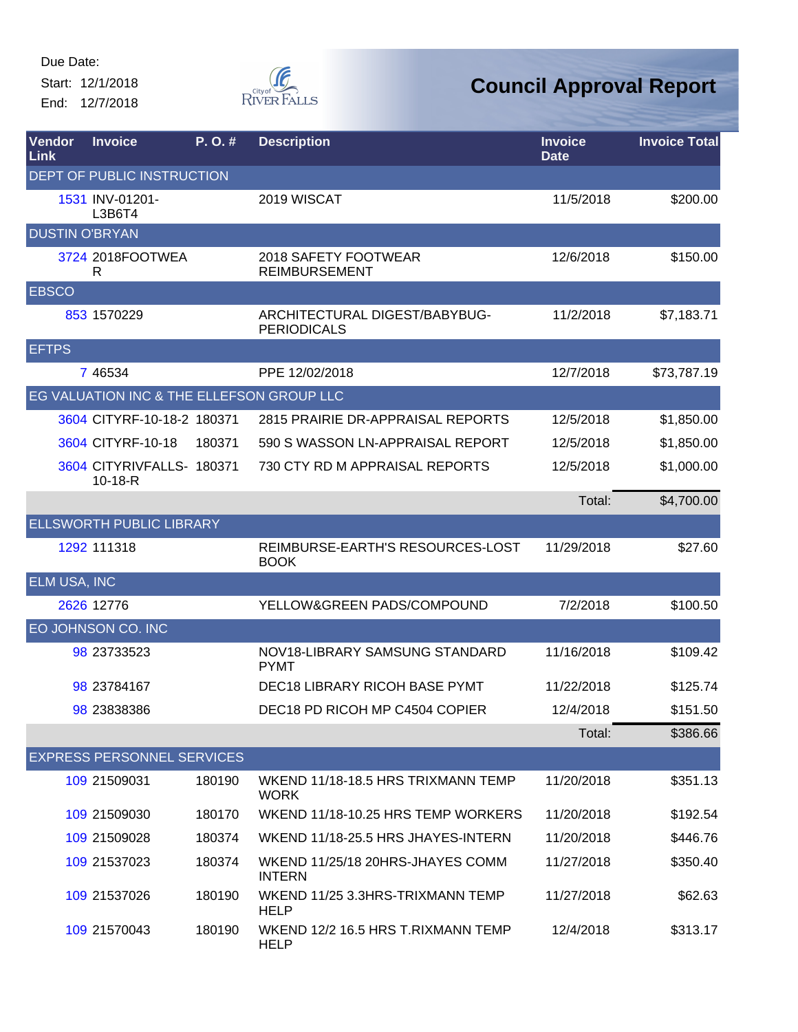Due Date:
Start: 12/1/2018
End: 12/7/2018

# Council Approval Report

| Vendor Link | Invoice | P. O. # | Description | Invoice Date | Invoice Total |
|---|---|---|---|---|---|
| DEPT OF PUBLIC INSTRUCTION | | | | | |
| 1531 | INV-01201-L3B6T4 | | 2019 WISCAT | 11/5/2018 | $200.00 |
| DUSTIN O'BRYAN | | | | | |
| 3724 | 2018FOOTWEAR | | 2018 SAFETY FOOTWEAR REIMBURSEMENT | 12/6/2018 | $150.00 |
| EBSCO | | | | | |
| 853 | 1570229 | | ARCHITECTURAL DIGEST/BABYBUG-PERIODICALS | 11/2/2018 | $7,183.71 |
| EFTPS | | | | | |
| 7 | 46534 | | PPE 12/02/2018 | 12/7/2018 | $73,787.19 |
| EG VALUATION INC & THE ELLEFSON GROUP LLC | | | | | |
| 3604 | CITYRF-10-18-2 | 180371 | 2815 PRAIRIE DR-APPRAISAL REPORTS | 12/5/2018 | $1,850.00 |
| 3604 | CITYRF-10-18 | 180371 | 590 S WASSON LN-APPRAISAL REPORT | 12/5/2018 | $1,850.00 |
| 3604 | CITYRIVFALLS-10-18-R | 180371 | 730 CTY RD M APPRAISAL REPORTS | 12/5/2018 | $1,000.00 |
| | | | | Total: | $4,700.00 |
| ELLSWORTH PUBLIC LIBRARY | | | | | |
| 1292 | 111318 | | REIMBURSE-EARTH'S RESOURCES-LOST BOOK | 11/29/2018 | $27.60 |
| ELM USA, INC | | | | | |
| 2626 | 12776 | | YELLOW&GREEN PADS/COMPOUND | 7/2/2018 | $100.50 |
| EO JOHNSON CO. INC | | | | | |
| 98 | 23733523 | | NOV18-LIBRARY SAMSUNG STANDARD PYMT | 11/16/2018 | $109.42 |
| 98 | 23784167 | | DEC18 LIBRARY RICOH BASE PYMT | 11/22/2018 | $125.74 |
| 98 | 23838386 | | DEC18 PD RICOH MP C4504 COPIER | 12/4/2018 | $151.50 |
| | | | | Total: | $386.66 |
| EXPRESS PERSONNEL SERVICES | | | | | |
| 109 | 21509031 | 180190 | WKEND 11/18-18.5 HRS TRIXMANN TEMP WORK | 11/20/2018 | $351.13 |
| 109 | 21509030 | 180170 | WKEND 11/18-10.25 HRS TEMP WORKERS | 11/20/2018 | $192.54 |
| 109 | 21509028 | 180374 | WKEND 11/18-25.5 HRS JHAYES-INTERN | 11/20/2018 | $446.76 |
| 109 | 21537023 | 180374 | WKEND 11/25/18 20HRS-JHAYES COMM INTERN | 11/27/2018 | $350.40 |
| 109 | 21537026 | 180190 | WKEND 11/25 3.3HRS-TRIXMANN TEMP HELP | 11/27/2018 | $62.63 |
| 109 | 21570043 | 180190 | WKEND 12/2 16.5 HRS T.RIXMANN TEMP HELP | 12/4/2018 | $313.17 |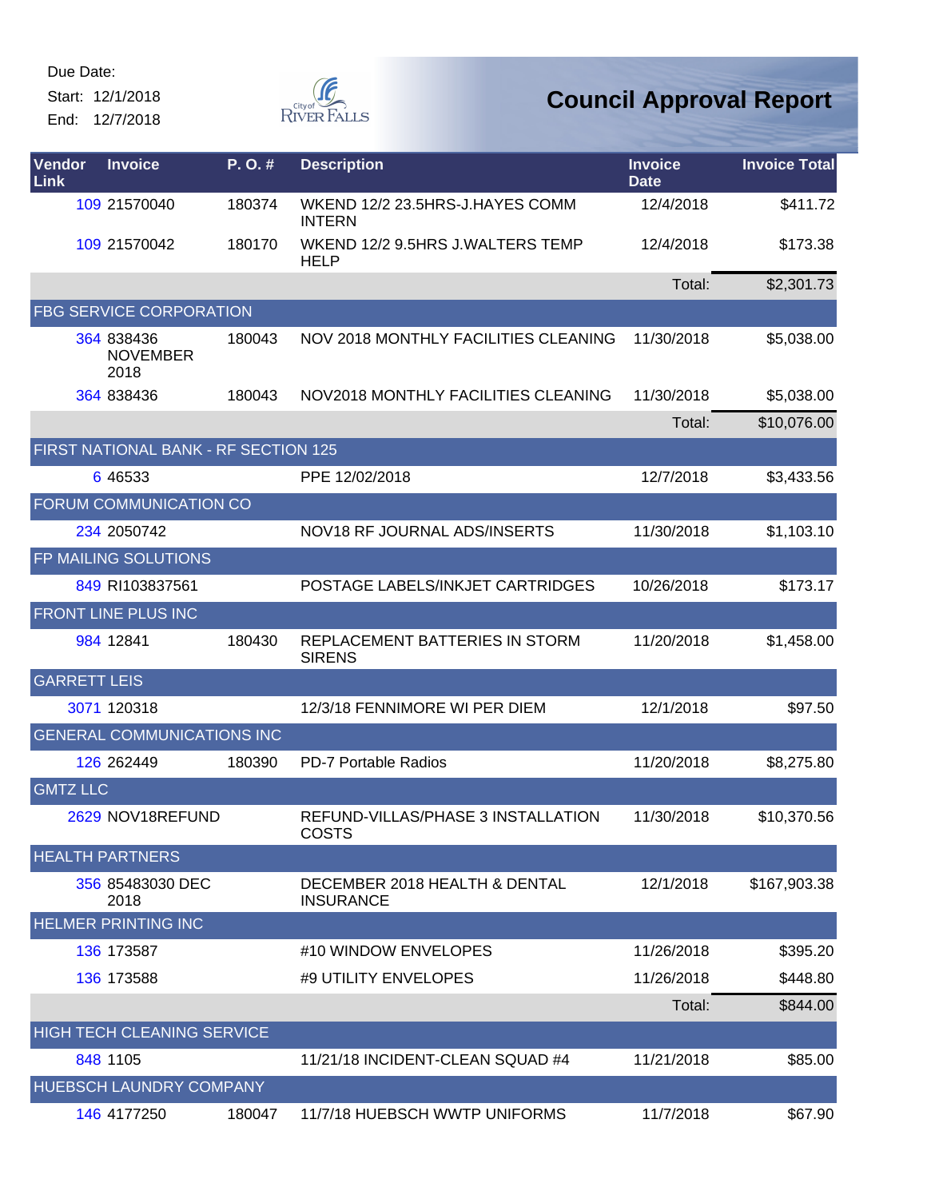Due Date:

Start: 12/1/2018

End: 12/7/2018

# Council Approval Report

| Vendor Link | Invoice | P. O. # | Description | Invoice Date | Invoice Total |
|---|---|---|---|---|---|
| 109 | 21570040 | 180374 | WKEND 12/2 23.5HRS-J.HAYES COMM INTERN | 12/4/2018 | $411.72 |
| 109 | 21570042 | 180170 | WKEND 12/2 9.5HRS J.WALTERS TEMP HELP | 12/4/2018 | $173.38 |
| | | | | Total: | $2,301.73 |
| FBG SERVICE CORPORATION | | | | | |
| 364 | 838436 NOVEMBER 2018 | 180043 | NOV 2018 MONTHLY FACILITIES CLEANING | 11/30/2018 | $5,038.00 |
| 364 | 838436 | 180043 | NOV2018 MONTHLY FACILITIES CLEANING | 11/30/2018 | $5,038.00 |
| | | | | Total: | $10,076.00 |
| FIRST NATIONAL BANK - RF SECTION 125 | | | | | |
| 6 | 46533 | | PPE 12/02/2018 | 12/7/2018 | $3,433.56 |
| FORUM COMMUNICATION CO | | | | | |
| 234 | 2050742 | | NOV18 RF JOURNAL ADS/INSERTS | 11/30/2018 | $1,103.10 |
| FP MAILING SOLUTIONS | | | | | |
| 849 | RI103837561 | | POSTAGE LABELS/INKJET CARTRIDGES | 10/26/2018 | $173.17 |
| FRONT LINE PLUS INC | | | | | |
| 984 | 12841 | 180430 | REPLACEMENT BATTERIES IN STORM SIRENS | 11/20/2018 | $1,458.00 |
| GARRETT LEIS | | | | | |
| 3071 | 120318 | | 12/3/18 FENNIMORE WI PER DIEM | 12/1/2018 | $97.50 |
| GENERAL COMMUNICATIONS INC | | | | | |
| 126 | 262449 | 180390 | PD-7 Portable Radios | 11/20/2018 | $8,275.80 |
| GMTZ LLC | | | | | |
| 2629 | NOV18REFUND | | REFUND-VILLAS/PHASE 3 INSTALLATION COSTS | 11/30/2018 | $10,370.56 |
| HEALTH PARTNERS | | | | | |
| 356 | 85483030 DEC 2018 | | DECEMBER 2018 HEALTH & DENTAL INSURANCE | 12/1/2018 | $167,903.38 |
| HELMER PRINTING INC | | | | | |
| 136 | 173587 | | #10 WINDOW ENVELOPES | 11/26/2018 | $395.20 |
| 136 | 173588 | | #9 UTILITY ENVELOPES | 11/26/2018 | $448.80 |
| | | | | Total: | $844.00 |
| HIGH TECH CLEANING SERVICE | | | | | |
| 848 | 1105 | | 11/21/18 INCIDENT-CLEAN SQUAD #4 | 11/21/2018 | $85.00 |
| HUEBSCH LAUNDRY COMPANY | | | | | |
| 146 | 4177250 | 180047 | 11/7/18 HUEBSCH WWTP UNIFORMS | 11/7/2018 | $67.90 |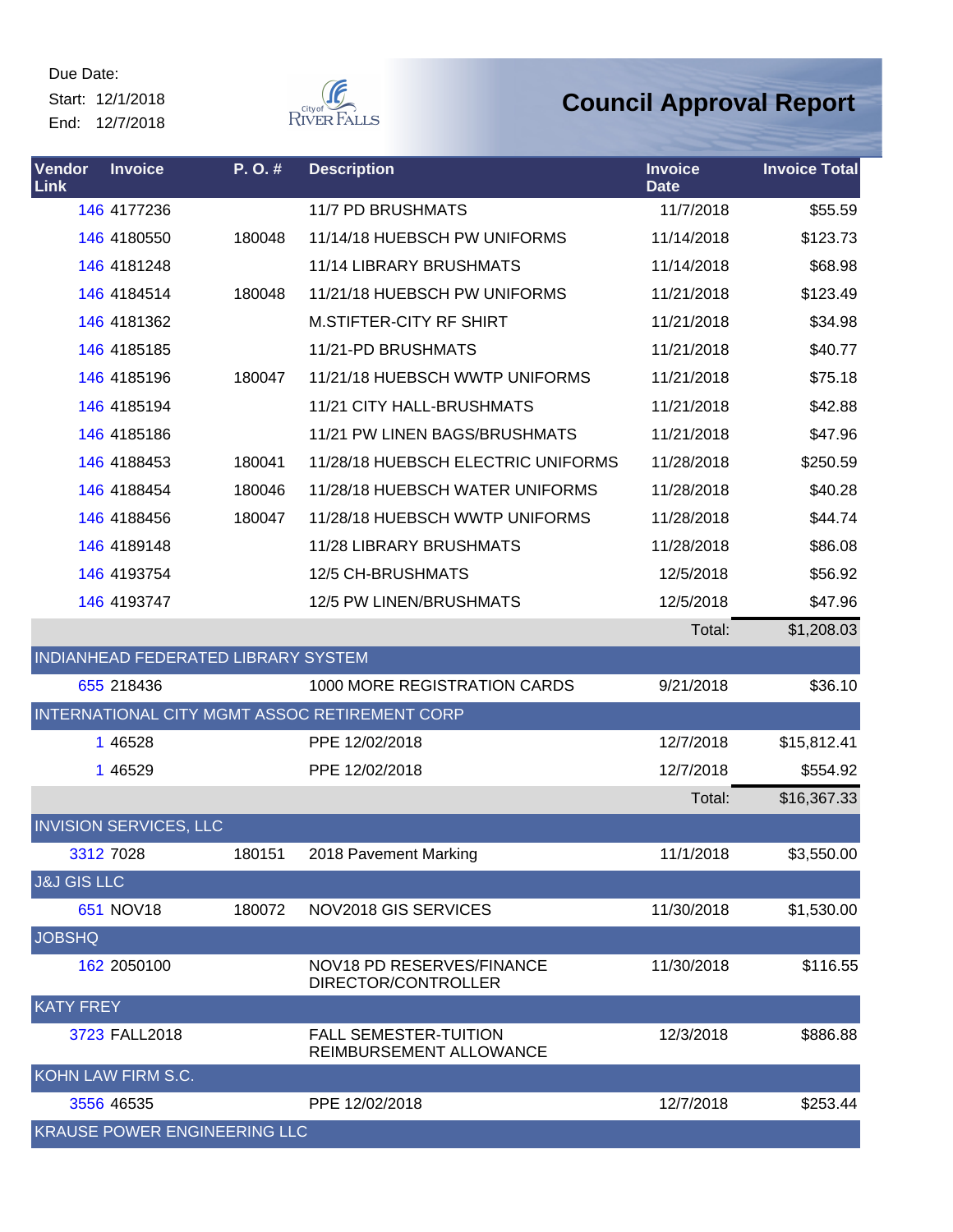Due Date:
Start: 12/1/2018
End: 12/7/2018

City of River Falls

# Council Approval Report

| Vendor Link | Invoice | P. O. # | Description | Invoice Date | Invoice Total |
|---|---|---|---|---|---|
| 146 | 4177236 | | 11/7 PD BRUSHMATS | 11/7/2018 | $55.59 |
| 146 | 4180550 | 180048 | 11/14/18 HUEBSCH PW UNIFORMS | 11/14/2018 | $123.73 |
| 146 | 4181248 | | 11/14 LIBRARY BRUSHMATS | 11/14/2018 | $68.98 |
| 146 | 4184514 | 180048 | 11/21/18 HUEBSCH PW UNIFORMS | 11/21/2018 | $123.49 |
| 146 | 4181362 | | M.STIFTER-CITY RF SHIRT | 11/21/2018 | $34.98 |
| 146 | 4185185 | | 11/21-PD BRUSHMATS | 11/21/2018 | $40.77 |
| 146 | 4185196 | 180047 | 11/21/18 HUEBSCH WWTP UNIFORMS | 11/21/2018 | $75.18 |
| 146 | 4185194 | | 11/21 CITY HALL-BRUSHMATS | 11/21/2018 | $42.88 |
| 146 | 4185186 | | 11/21 PW LINEN BAGS/BRUSHMATS | 11/21/2018 | $47.96 |
| 146 | 4188453 | 180041 | 11/28/18 HUEBSCH ELECTRIC UNIFORMS | 11/28/2018 | $250.59 |
| 146 | 4188454 | 180046 | 11/28/18 HUEBSCH WATER UNIFORMS | 11/28/2018 | $40.28 |
| 146 | 4188456 | 180047 | 11/28/18 HUEBSCH WWTP UNIFORMS | 11/28/2018 | $44.74 |
| 146 | 4189148 | | 11/28 LIBRARY BRUSHMATS | 11/28/2018 | $86.08 |
| 146 | 4193754 | | 12/5 CH-BRUSHMATS | 12/5/2018 | $56.92 |
| 146 | 4193747 | | 12/5 PW LINEN/BRUSHMATS | 12/5/2018 | $47.96 |
| | | | | Total: | $1,208.03 |
| INDIANHEAD FEDERATED LIBRARY SYSTEM | | | | | |
| 655 | 218436 | | 1000 MORE REGISTRATION CARDS | 9/21/2018 | $36.10 |
| INTERNATIONAL CITY MGMT ASSOC RETIREMENT CORP | | | | | |
| 1 | 46528 | | PPE 12/02/2018 | 12/7/2018 | $15,812.41 |
| 1 | 46529 | | PPE 12/02/2018 | 12/7/2018 | $554.92 |
| | | | | Total: | $16,367.33 |
| INVISION SERVICES, LLC | | | | | |
| 3312 | 7028 | 180151 | 2018 Pavement Marking | 11/1/2018 | $3,550.00 |
| J&J GIS LLC | | | | | |
| 651 | NOV18 | 180072 | NOV2018 GIS SERVICES | 11/30/2018 | $1,530.00 |
| JOBSHQ | | | | | |
| 162 | 2050100 | | NOV18 PD RESERVES/FINANCE DIRECTOR/CONTROLLER | 11/30/2018 | $116.55 |
| KATY FREY | | | | | |
| 3723 | FALL2018 | | FALL SEMESTER-TUITION REIMBURSEMENT ALLOWANCE | 12/3/2018 | $886.88 |
| KOHN LAW FIRM S.C. | | | | | |
| 3556 | 46535 | | PPE 12/02/2018 | 12/7/2018 | $253.44 |
| KRAUSE POWER ENGINEERING LLC | | | | | |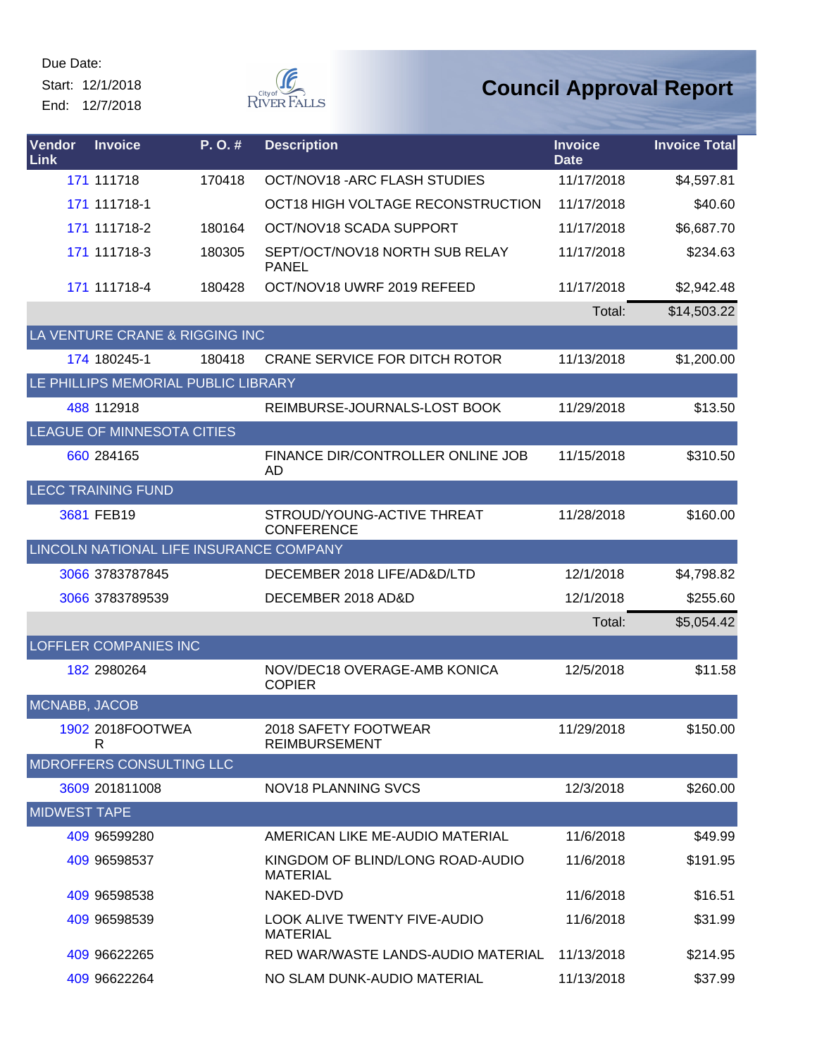Due Date:
Start: 12/1/2018
End: 12/7/2018

# Council Approval Report

| Vendor Link | Invoice | P. O. # | Description | Invoice Date | Invoice Total |
|---|---|---|---|---|---|
| 171 | 111718 | 170418 | OCT/NOV18 -ARC FLASH STUDIES | 11/17/2018 | $4,597.81 |
| 171 | 111718-1 | | OCT18 HIGH VOLTAGE RECONSTRUCTION | 11/17/2018 | $40.60 |
| 171 | 111718-2 | 180164 | OCT/NOV18 SCADA SUPPORT | 11/17/2018 | $6,687.70 |
| 171 | 111718-3 | 180305 | SEPT/OCT/NOV18 NORTH SUB RELAY PANEL | 11/17/2018 | $234.63 |
| 171 | 111718-4 | 180428 | OCT/NOV18 UWRF 2019 REFEED | 11/17/2018 | $2,942.48 |
| | | | | Total: | $14,503.22 |
| LA VENTURE CRANE & RIGGING INC | | | | | |
| 174 | 180245-1 | 180418 | CRANE SERVICE FOR DITCH ROTOR | 11/13/2018 | $1,200.00 |
| LE PHILLIPS MEMORIAL PUBLIC LIBRARY | | | | | |
| 488 | 112918 | | REIMBURSE-JOURNALS-LOST BOOK | 11/29/2018 | $13.50 |
| LEAGUE OF MINNESOTA CITIES | | | | | |
| 660 | 284165 | | FINANCE DIR/CONTROLLER ONLINE JOB AD | 11/15/2018 | $310.50 |
| LECC TRAINING FUND | | | | | |
| 3681 | FEB19 | | STROUD/YOUNG-ACTIVE THREAT CONFERENCE | 11/28/2018 | $160.00 |
| LINCOLN NATIONAL LIFE INSURANCE COMPANY | | | | | |
| 3066 | 3783787845 | | DECEMBER 2018 LIFE/AD&D/LTD | 12/1/2018 | $4,798.82 |
| 3066 | 3783789539 | | DECEMBER 2018 AD&D | 12/1/2018 | $255.60 |
| | | | | Total: | $5,054.42 |
| LOFFLER COMPANIES INC | | | | | |
| 182 | 2980264 | | NOV/DEC18 OVERAGE-AMB KONICA COPIER | 12/5/2018 | $11.58 |
| MCNABB, JACOB | | | | | |
| 1902 | 2018FOOTWEAR | | 2018 SAFETY FOOTWEAR REIMBURSEMENT | 11/29/2018 | $150.00 |
| MDROFFERS CONSULTING LLC | | | | | |
| 3609 | 201811008 | | NOV18 PLANNING SVCS | 12/3/2018 | $260.00 |
| MIDWEST TAPE | | | | | |
| 409 | 96599280 | | AMERICAN LIKE ME-AUDIO MATERIAL | 11/6/2018 | $49.99 |
| 409 | 96598537 | | KINGDOM OF BLIND/LONG ROAD-AUDIO MATERIAL | 11/6/2018 | $191.95 |
| 409 | 96598538 | | NAKED-DVD | 11/6/2018 | $16.51 |
| 409 | 96598539 | | LOOK ALIVE TWENTY FIVE-AUDIO MATERIAL | 11/6/2018 | $31.99 |
| 409 | 96622265 | | RED WAR/WASTE LANDS-AUDIO MATERIAL | 11/13/2018 | $214.95 |
| 409 | 96622264 | | NO SLAM DUNK-AUDIO MATERIAL | 11/13/2018 | $37.99 |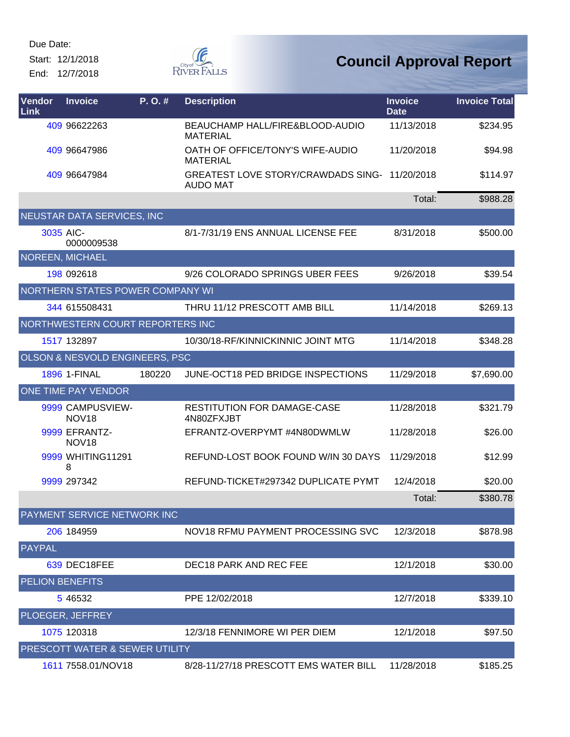Due Date:
Start: 12/1/2018
End: 12/7/2018

# Council Approval Report

| Vendor Link | Invoice | P. O. # | Description | Invoice Date | Invoice Total |
|---|---|---|---|---|---|
| 409 | 96622263 | | BEAUCHAMP HALL/FIRE&BLOOD-AUDIO MATERIAL | 11/13/2018 | $234.95 |
| 409 | 96647986 | | OATH OF OFFICE/TONY'S WIFE-AUDIO MATERIAL | 11/20/2018 | $94.98 |
| 409 | 96647984 | | GREATEST LOVE STORY/CRAWDADS SING-AUDO MAT | 11/20/2018 | $114.97 |
| | | | | Total: | $988.28 |
| NEUSTAR DATA SERVICES, INC | | | | | |
| 3035 | AIC-0000009538 | | 8/1-7/31/19 ENS ANNUAL LICENSE FEE | 8/31/2018 | $500.00 |
| NOREEN, MICHAEL | | | | | |
| 198 | 092618 | | 9/26 COLORADO SPRINGS UBER FEES | 9/26/2018 | $39.54 |
| NORTHERN STATES POWER COMPANY WI | | | | | |
| 344 | 615508431 | | THRU 11/12 PRESCOTT AMB BILL | 11/14/2018 | $269.13 |
| NORTHWESTERN COURT REPORTERS INC | | | | | |
| 1517 | 132897 | | 10/30/18-RF/KINNICKINNIC JOINT MTG | 11/14/2018 | $348.28 |
| OLSON & NESVOLD ENGINEERS, PSC | | | | | |
| 1896 | 1-FINAL | 180220 | JUNE-OCT18 PED BRIDGE INSPECTIONS | 11/29/2018 | $7,690.00 |
| ONE TIME PAY VENDOR | | | | | |
| 9999 | CAMPUSVIEW-NOV18 | | RESTITUTION FOR DAMAGE-CASE 4N80ZFXJBT | 11/28/2018 | $321.79 |
| 9999 | EFRANTZ-NOV18 | | EFRANTZ-OVERPYMT #4N80DWMLW | 11/28/2018 | $26.00 |
| 9999 | WHITING112918 | | REFUND-LOST BOOK FOUND W/IN 30 DAYS | 11/29/2018 | $12.99 |
| 9999 | 297342 | | REFUND-TICKET#297342 DUPLICATE PYMT | 12/4/2018 | $20.00 |
| | | | | Total: | $380.78 |
| PAYMENT SERVICE NETWORK INC | | | | | |
| 206 | 184959 | | NOV18 RFMU PAYMENT PROCESSING SVC | 12/3/2018 | $878.98 |
| PAYPAL | | | | | |
| 639 | DEC18FEE | | DEC18 PARK AND REC FEE | 12/1/2018 | $30.00 |
| PELION BENEFITS | | | | | |
| 5 | 46532 | | PPE 12/02/2018 | 12/7/2018 | $339.10 |
| PLOEGER, JEFFREY | | | | | |
| 1075 | 120318 | | 12/3/18 FENNIMORE WI PER DIEM | 12/1/2018 | $97.50 |
| PRESCOTT WATER & SEWER UTILITY | | | | | |
| 1611 | 7558.01/NOV18 | | 8/28-11/27/18 PRESCOTT EMS WATER BILL | 11/28/2018 | $185.25 |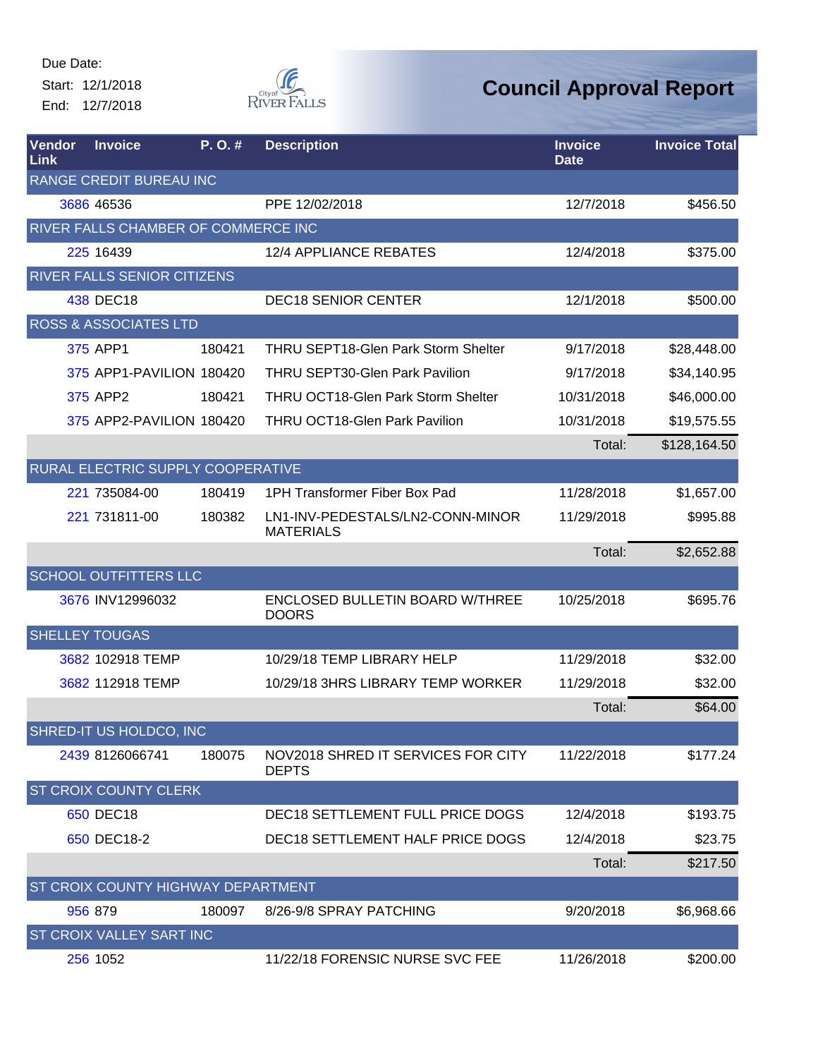Due Date:
Start: 12/1/2018
End: 12/7/2018

# Council Approval Report

| Vendor Link | Invoice | P. O. # | Description | Invoice Date | Invoice Total |
|---|---|---|---|---|---|
| RANGE CREDIT BUREAU INC | | | | | |
| 3686 | 46536 | | PPE 12/02/2018 | 12/7/2018 | $456.50 |
| RIVER FALLS CHAMBER OF COMMERCE INC | | | | | |
| 225 | 16439 | | 12/4 APPLIANCE REBATES | 12/4/2018 | $375.00 |
| RIVER FALLS SENIOR CITIZENS | | | | | |
| 438 | DEC18 | | DEC18 SENIOR CENTER | 12/1/2018 | $500.00 |
| ROSS & ASSOCIATES LTD | | | | | |
| 375 | APP1 | 180421 | THRU SEPT18-Glen Park Storm Shelter | 9/17/2018 | $28,448.00 |
| 375 | APP1-PAVILION | 180420 | THRU SEPT30-Glen Park Pavilion | 9/17/2018 | $34,140.95 |
| 375 | APP2 | 180421 | THRU OCT18-Glen Park Storm Shelter | 10/31/2018 | $46,000.00 |
| 375 | APP2-PAVILION | 180420 | THRU OCT18-Glen Park Pavilion | 10/31/2018 | $19,575.55 |
| | | | | Total: | $128,164.50 |
| RURAL ELECTRIC SUPPLY COOPERATIVE | | | | | |
| 221 | 735084-00 | 180419 | 1PH Transformer Fiber Box Pad | 11/28/2018 | $1,657.00 |
| 221 | 731811-00 | 180382 | LN1-INV-PEDESTALS/LN2-CONN-MINOR MATERIALS | 11/29/2018 | $995.88 |
| | | | | Total: | $2,652.88 |
| SCHOOL OUTFITTERS LLC | | | | | |
| 3676 | INV12996032 | | ENCLOSED BULLETIN BOARD W/THREE DOORS | 10/25/2018 | $695.76 |
| SHELLEY TOUGAS | | | | | |
| 3682 | 102918 TEMP | | 10/29/18 TEMP LIBRARY HELP | 11/29/2018 | $32.00 |
| 3682 | 112918 TEMP | | 10/29/18 3HRS LIBRARY TEMP WORKER | 11/29/2018 | $32.00 |
| | | | | Total: | $64.00 |
| SHRED-IT US HOLDCO, INC | | | | | |
| 2439 | 8126066741 | 180075 | NOV2018 SHRED IT SERVICES FOR CITY DEPTS | 11/22/2018 | $177.24 |
| ST CROIX COUNTY CLERK | | | | | |
| 650 | DEC18 | | DEC18 SETTLEMENT FULL PRICE DOGS | 12/4/2018 | $193.75 |
| 650 | DEC18-2 | | DEC18 SETTLEMENT HALF PRICE DOGS | 12/4/2018 | $23.75 |
| | | | | Total: | $217.50 |
| ST CROIX COUNTY HIGHWAY DEPARTMENT | | | | | |
| 956 | 879 | 180097 | 8/26-9/8 SPRAY PATCHING | 9/20/2018 | $6,968.66 |
| ST CROIX VALLEY SART INC | | | | | |
| 256 | 1052 | | 11/22/18 FORENSIC NURSE SVC FEE | 11/26/2018 | $200.00 |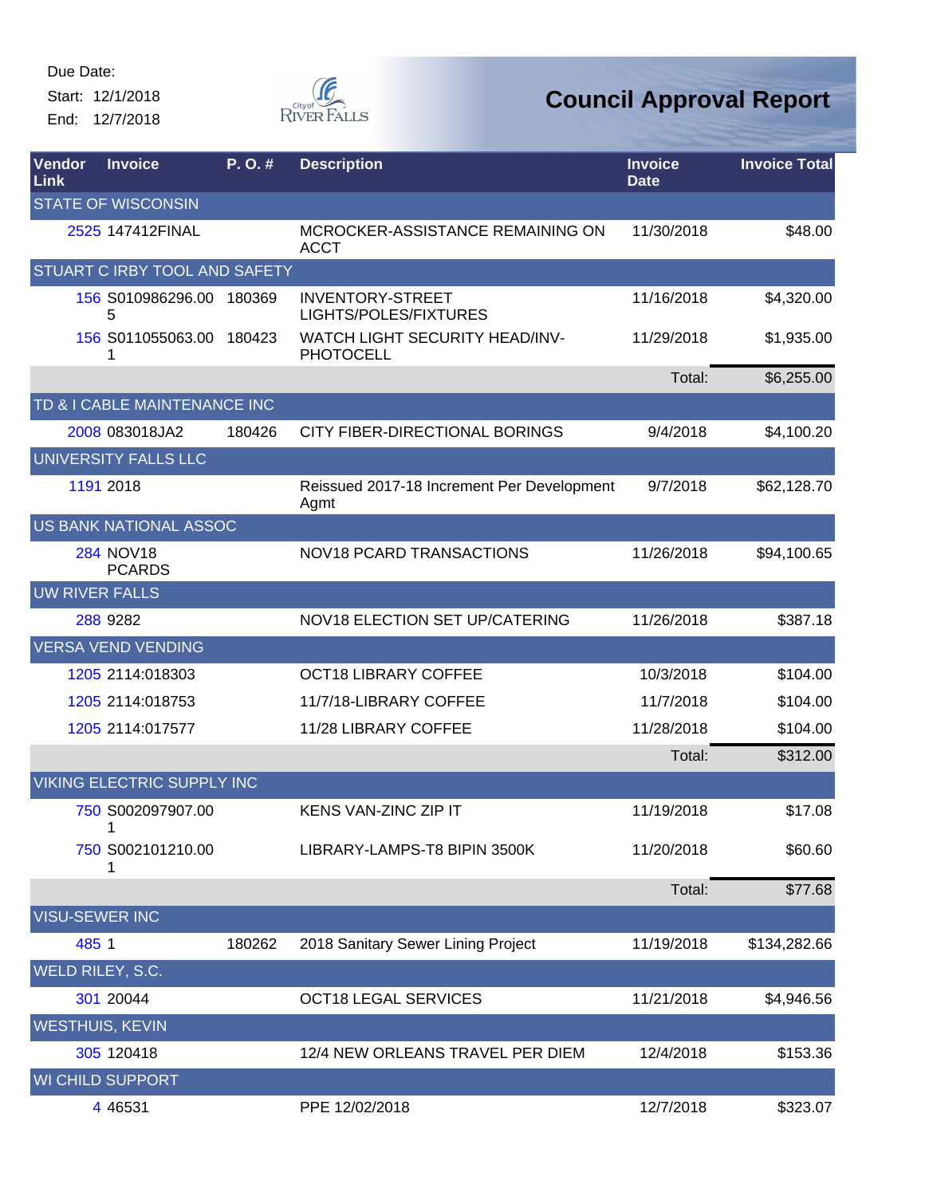Due Date:
Start: 12/1/2018
End: 12/7/2018

# Council Approval Report

| Vendor Link | Invoice | P. O. # | Description | Invoice Date | Invoice Total |
|---|---|---|---|---|---|
| STATE OF WISCONSIN | | | | | |
| 2525 | 147412FINAL | | MCROCKER-ASSISTANCE REMAINING ON ACCT | 11/30/2018 | $48.00 |
| STUART C IRBY TOOL AND SAFETY | | | | | |
| 156 | S010986296.005 | 180369 | INVENTORY-STREET LIGHTS/POLES/FIXTURES | 11/16/2018 | $4,320.00 |
| 156 | S011055063.001 | 180423 | WATCH LIGHT SECURITY HEAD/INV-PHOTOCELL | 11/29/2018 | $1,935.00 |
| | | | | Total: | $6,255.00 |
| TD & I CABLE MAINTENANCE INC | | | | | |
| 2008 | 083018JA2 | 180426 | CITY FIBER-DIRECTIONAL BORINGS | 9/4/2018 | $4,100.20 |
| UNIVERSITY FALLS LLC | | | | | |
| 1191 | 2018 | | Reissued 2017-18 Increment Per Development Agmt | 9/7/2018 | $62,128.70 |
| US BANK NATIONAL ASSOC | | | | | |
| 284 | NOV18 PCARDS | | NOV18 PCARD TRANSACTIONS | 11/26/2018 | $94,100.65 |
| UW RIVER FALLS | | | | | |
| 288 | 9282 | | NOV18 ELECTION SET UP/CATERING | 11/26/2018 | $387.18 |
| VERSA VEND VENDING | | | | | |
| 1205 | 2114:018303 | | OCT18 LIBRARY COFFEE | 10/3/2018 | $104.00 |
| 1205 | 2114:018753 | | 11/7/18-LIBRARY COFFEE | 11/7/2018 | $104.00 |
| 1205 | 2114:017577 | | 11/28 LIBRARY COFFEE | 11/28/2018 | $104.00 |
| | | | | Total: | $312.00 |
| VIKING ELECTRIC SUPPLY INC | | | | | |
| 750 | S002097907.001 | | KENS VAN-ZINC ZIP IT | 11/19/2018 | $17.08 |
| 750 | S002101210.001 | | LIBRARY-LAMPS-T8 BIPIN 3500K | 11/20/2018 | $60.60 |
| | | | | Total: | $77.68 |
| VISU-SEWER INC | | | | | |
| 485 | 1 | 180262 | 2018 Sanitary Sewer Lining Project | 11/19/2018 | $134,282.66 |
| WELD RILEY, S.C. | | | | | |
| 301 | 20044 | | OCT18 LEGAL SERVICES | 11/21/2018 | $4,946.56 |
| WESTHUIS, KEVIN | | | | | |
| 305 | 120418 | | 12/4 NEW ORLEANS TRAVEL PER DIEM | 12/4/2018 | $153.36 |
| WI CHILD SUPPORT | | | | | |
| 4 | 46531 | | PPE 12/02/2018 | 12/7/2018 | $323.07 |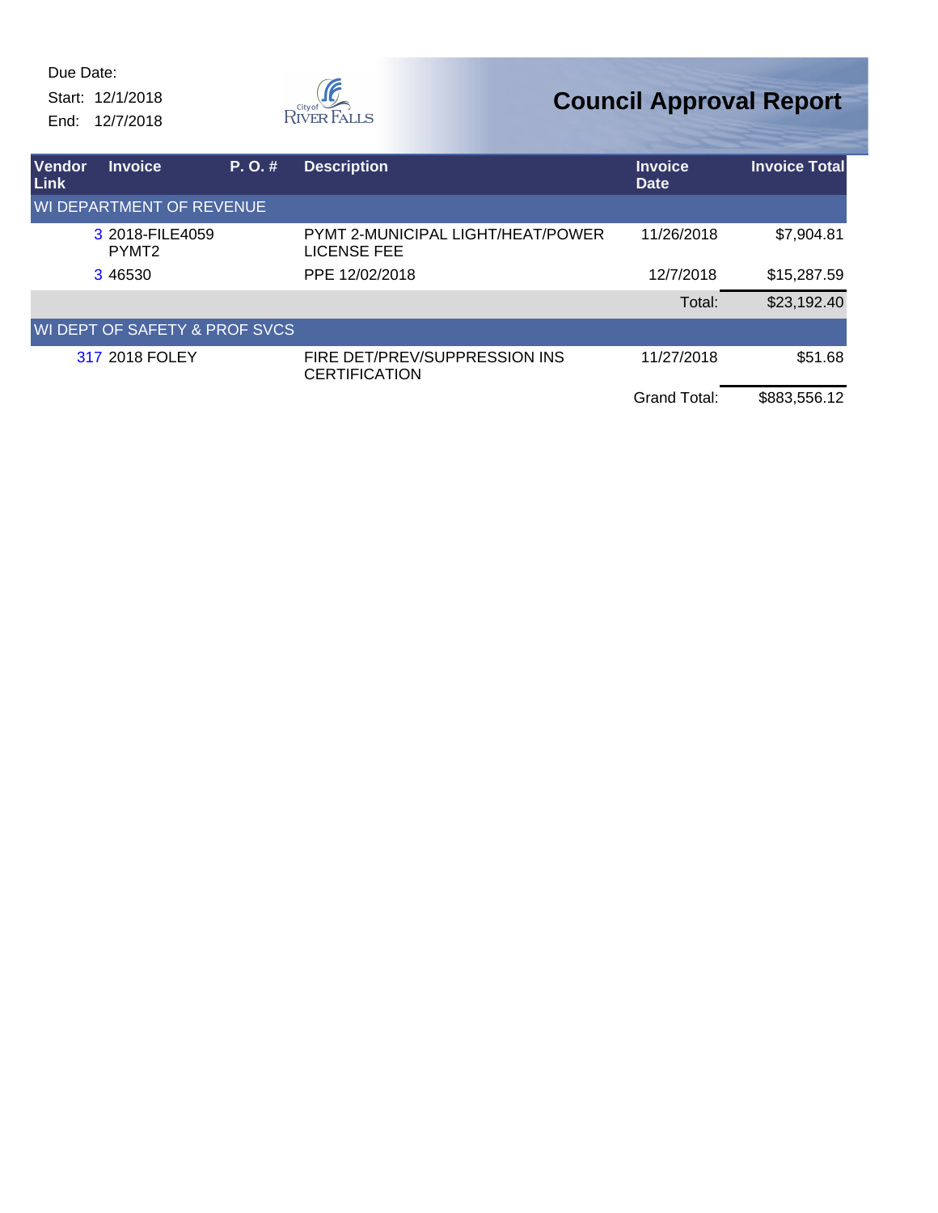Due Date:
Start: 12/1/2018
End: 12/7/2018

# Council Approval Report

| Vendor Link | Invoice | P. O. # | Description | Invoice Date | Invoice Total |
| --- | --- | --- | --- | --- | --- |
| WI DEPARTMENT OF REVENUE | | | | | |
| 3 | 2018-FILE4059 PYMT2 | | PYMT 2-MUNICIPAL LIGHT/HEAT/POWER LICENSE FEE | 11/26/2018 | $7,904.81 |
| 3 | 46530 | | PPE 12/02/2018 | 12/7/2018 | $15,287.59 |
| | | | | Total: | $23,192.40 |
| WI DEPT OF SAFETY & PROF SVCS | | | | | |
| 317 | 2018 FOLEY | | FIRE DET/PREV/SUPPRESSION INS CERTIFICATION | 11/27/2018 | $51.68 |
| | | | | Grand Total: | $883,556.12 |